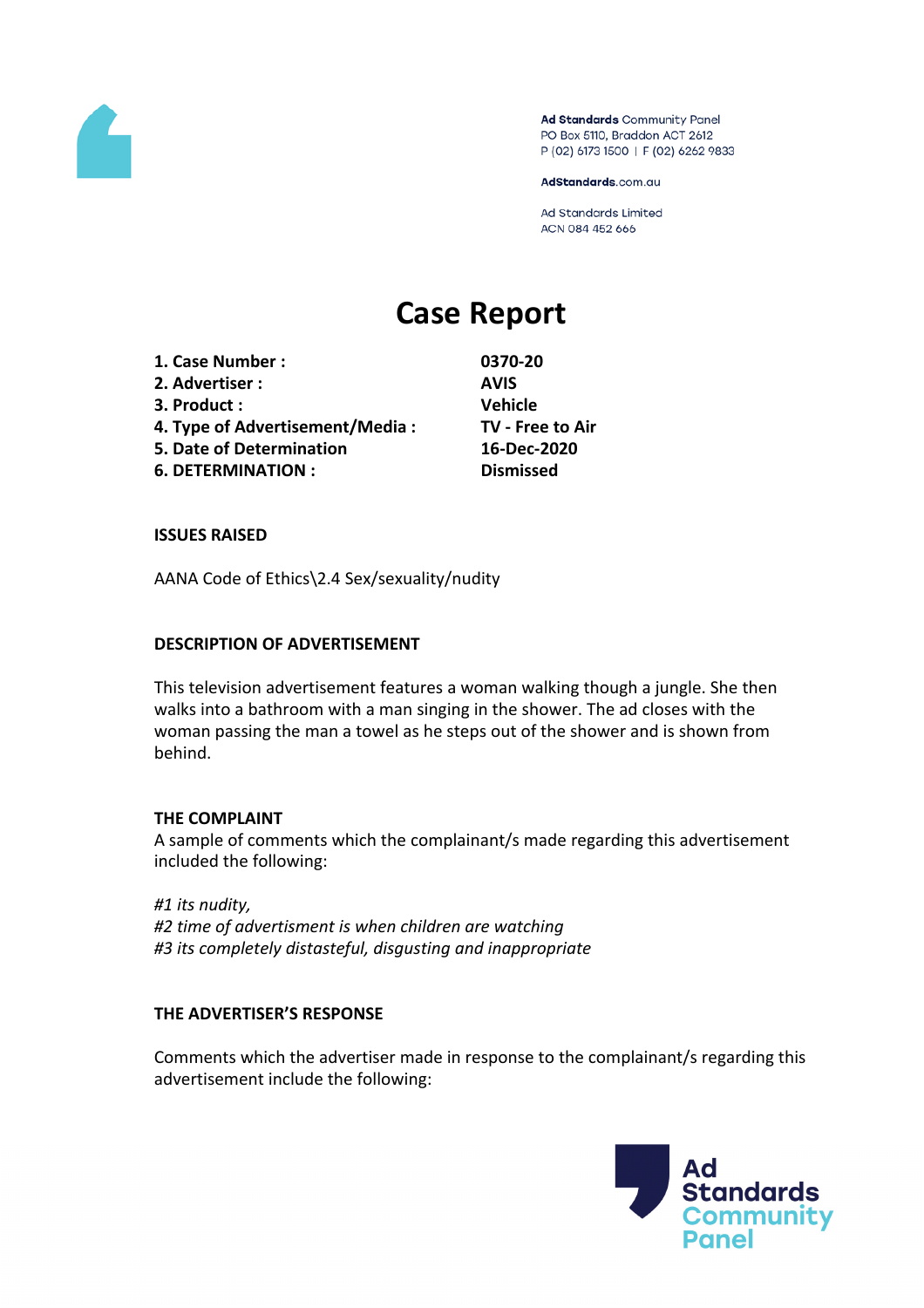Ad Standards Community Panel
PO Box 5110, Braddon ACT 2612
P (02) 6173 1500 | F (02) 6262 9833

AdStandards.com.au

Ad Standards Limited
ACN 084 452 666

# Case Report

| | |
|---|---|
| **1. Case Number :** | **0370-20** |
| **2. Advertiser :** | **AVIS** |
| **3. Product :** | **Vehicle** |
| **4. Type of Advertisement/Media :** | **TV - Free to Air** |
| **5. Date of Determination** | **16-Dec-2020** |
| **6. DETERMINATION :** | **Dismissed** |

### ISSUES RAISED

AANA Code of Ethics\2.4 Sex/sexuality/nudity

### DESCRIPTION OF ADVERTISEMENT

This television advertisement features a woman walking though a jungle. She then walks into a bathroom with a man singing in the shower. The ad closes with the woman passing the man a towel as he steps out of the shower and is shown from behind.

### THE COMPLAINT

A sample of comments which the complainant/s made regarding this advertisement included the following:

*#1 its nudity,*
*#2 time of advertisment is when children are watching*
*#3 its completely distasteful, disgusting and inappropriate*

### THE ADVERTISER'S RESPONSE

Comments which the advertiser made in response to the complainant/s regarding this advertisement include the following: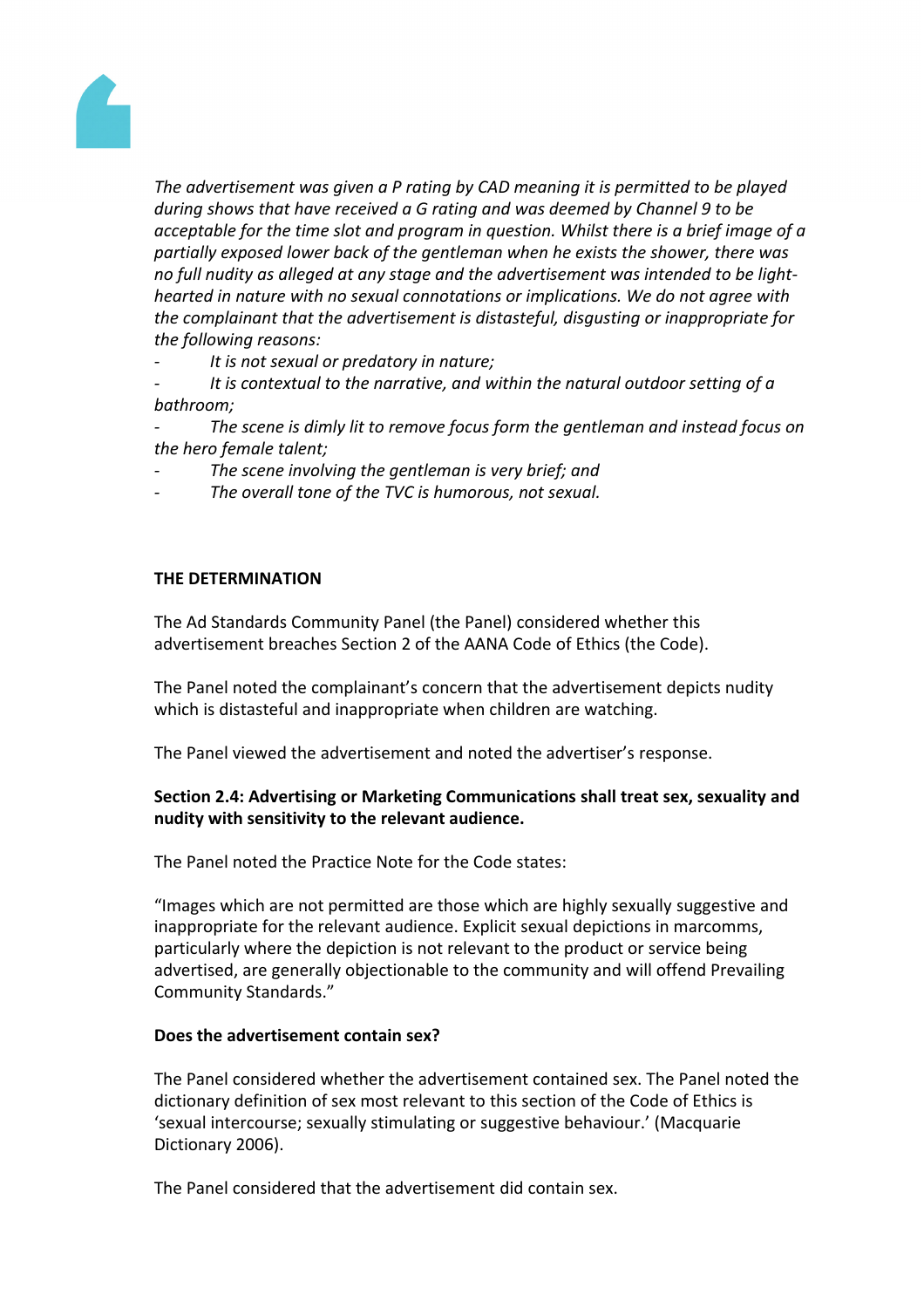*The advertisement was given a P rating by CAD meaning it is permitted to be played during shows that have received a G rating and was deemed by Channel 9 to be acceptable for the time slot and program in question. Whilst there is a brief image of a partially exposed lower back of the gentleman when he exists the shower, there was no full nudity as alleged at any stage and the advertisement was intended to be light-hearted in nature with no sexual connotations or implications. We do not agree with the complainant that the advertisement is distasteful, disgusting or inappropriate for the following reasons:*

- *It is not sexual or predatory in nature;*
- *It is contextual to the narrative, and within the natural outdoor setting of a bathroom;*
- *The scene is dimly lit to remove focus form the gentleman and instead focus on the hero female talent;*
- *The scene involving the gentleman is very brief; and*
- *The overall tone of the TVC is humorous, not sexual.*

**THE DETERMINATION**

The Ad Standards Community Panel (the Panel) considered whether this advertisement breaches Section 2 of the AANA Code of Ethics (the Code).

The Panel noted the complainant's concern that the advertisement depicts nudity which is distasteful and inappropriate when children are watching.

The Panel viewed the advertisement and noted the advertiser's response.

**Section 2.4: Advertising or Marketing Communications shall treat sex, sexuality and nudity with sensitivity to the relevant audience.**

The Panel noted the Practice Note for the Code states:

"Images which are not permitted are those which are highly sexually suggestive and inappropriate for the relevant audience. Explicit sexual depictions in marcomms, particularly where the depiction is not relevant to the product or service being advertised, are generally objectionable to the community and will offend Prevailing Community Standards."

**Does the advertisement contain sex?**

The Panel considered whether the advertisement contained sex. The Panel noted the dictionary definition of sex most relevant to this section of the Code of Ethics is 'sexual intercourse; sexually stimulating or suggestive behaviour.' (Macquarie Dictionary 2006).

The Panel considered that the advertisement did contain sex.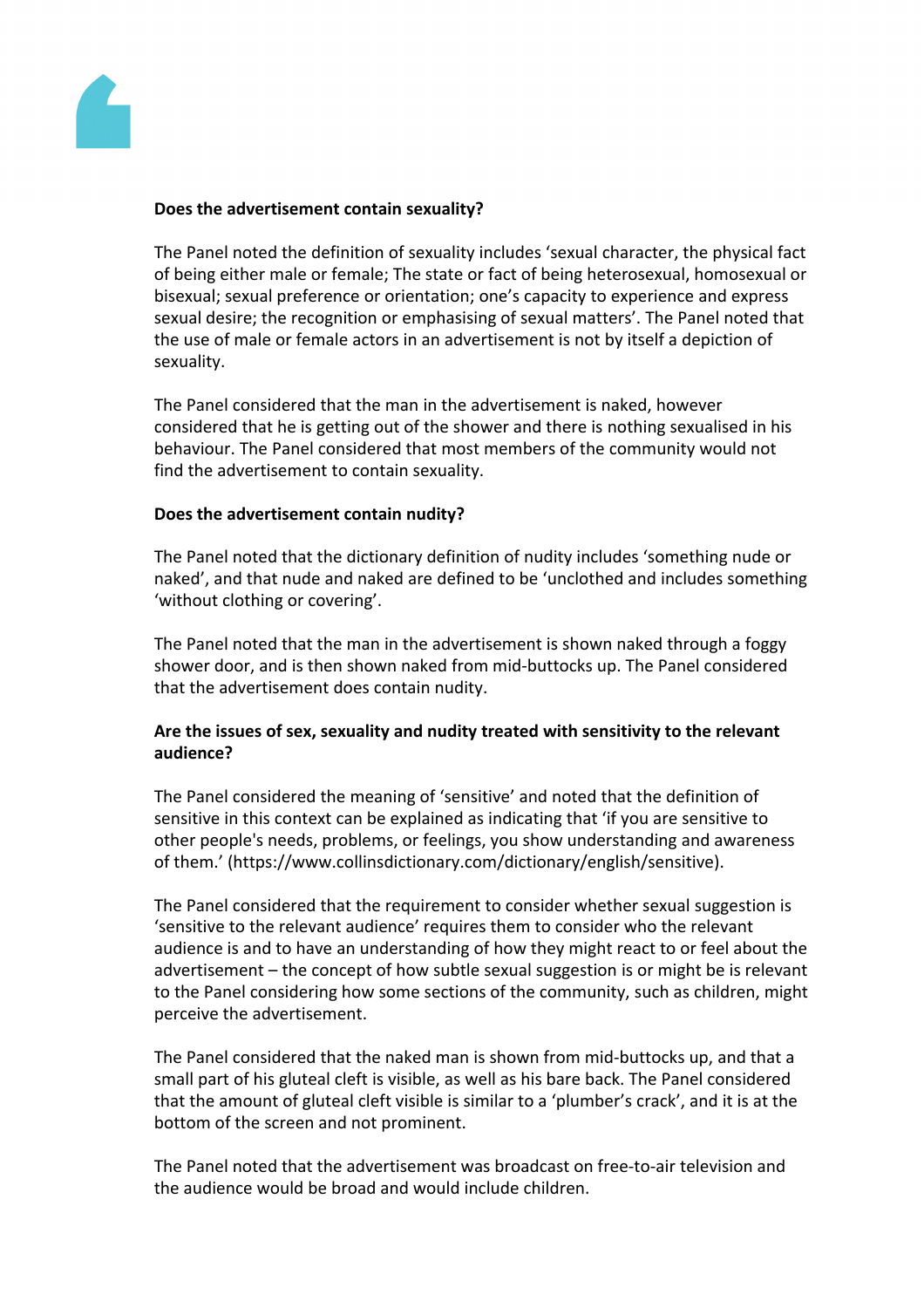**Does the advertisement contain sexuality?**

The Panel noted the definition of sexuality includes 'sexual character, the physical fact of being either male or female; The state or fact of being heterosexual, homosexual or bisexual; sexual preference or orientation; one's capacity to experience and express sexual desire; the recognition or emphasising of sexual matters'. The Panel noted that the use of male or female actors in an advertisement is not by itself a depiction of sexuality.

The Panel considered that the man in the advertisement is naked, however considered that he is getting out of the shower and there is nothing sexualised in his behaviour. The Panel considered that most members of the community would not find the advertisement to contain sexuality.

**Does the advertisement contain nudity?**

The Panel noted that the dictionary definition of nudity includes 'something nude or naked', and that nude and naked are defined to be 'unclothed and includes something 'without clothing or covering'.

The Panel noted that the man in the advertisement is shown naked through a foggy shower door, and is then shown naked from mid-buttocks up. The Panel considered that the advertisement does contain nudity.

**Are the issues of sex, sexuality and nudity treated with sensitivity to the relevant audience?**

The Panel considered the meaning of 'sensitive' and noted that the definition of sensitive in this context can be explained as indicating that 'if you are sensitive to other people's needs, problems, or feelings, you show understanding and awareness of them.' (https://www.collinsdictionary.com/dictionary/english/sensitive).

The Panel considered that the requirement to consider whether sexual suggestion is 'sensitive to the relevant audience' requires them to consider who the relevant audience is and to have an understanding of how they might react to or feel about the advertisement – the concept of how subtle sexual suggestion is or might be is relevant to the Panel considering how some sections of the community, such as children, might perceive the advertisement.

The Panel considered that the naked man is shown from mid-buttocks up, and that a small part of his gluteal cleft is visible, as well as his bare back. The Panel considered that the amount of gluteal cleft visible is similar to a 'plumber's crack', and it is at the bottom of the screen and not prominent.

The Panel noted that the advertisement was broadcast on free-to-air television and the audience would be broad and would include children.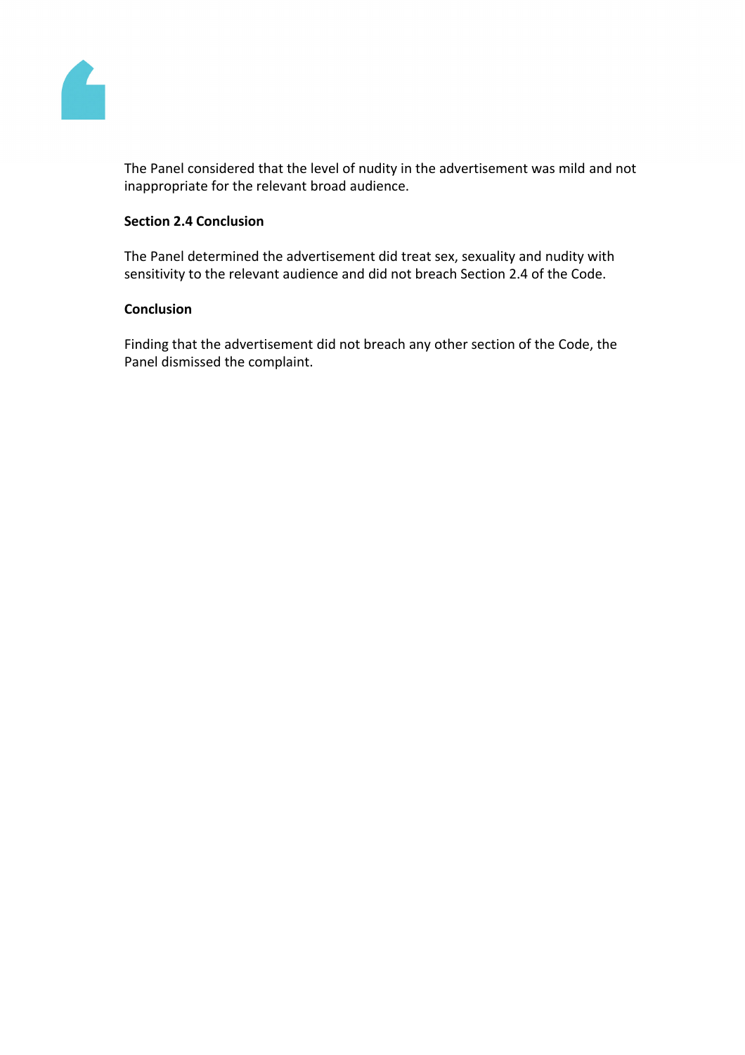The Panel considered that the level of nudity in the advertisement was mild and not inappropriate for the relevant broad audience.

**Section 2.4 Conclusion**

The Panel determined the advertisement did treat sex, sexuality and nudity with sensitivity to the relevant audience and did not breach Section 2.4 of the Code.

**Conclusion**

Finding that the advertisement did not breach any other section of the Code, the Panel dismissed the complaint.